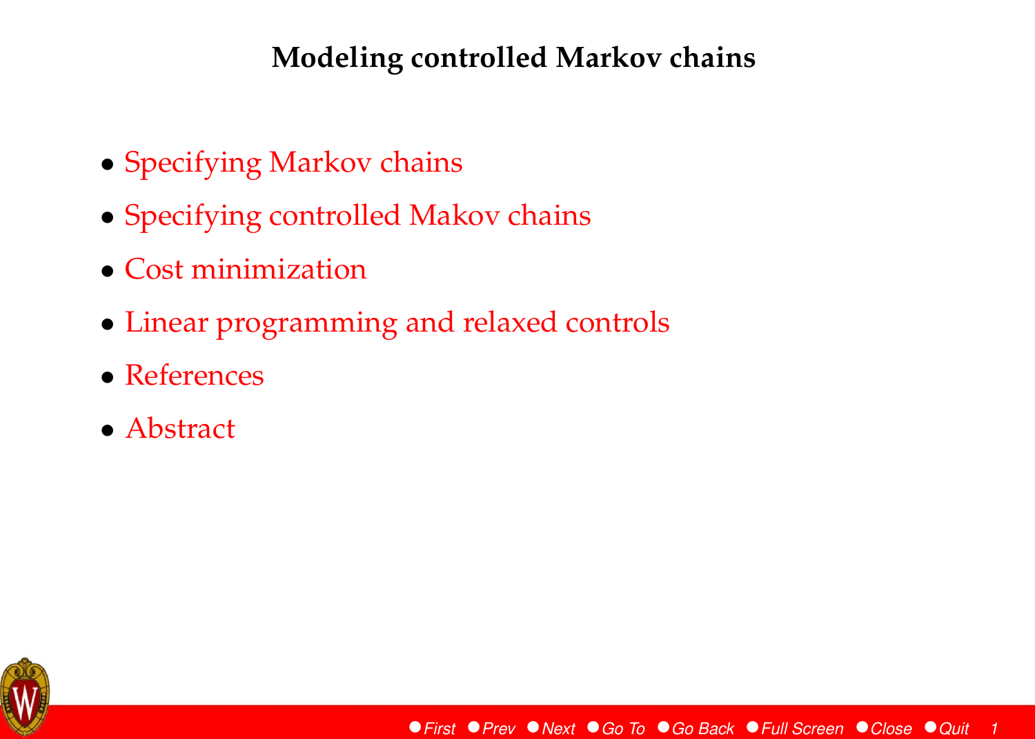# Modeling controlled Markov chains

- Specifying Markov chains
- Specifying controlled Makov chains
- Cost minimization
- Linear programming and relaxed controls
- References
- Abstract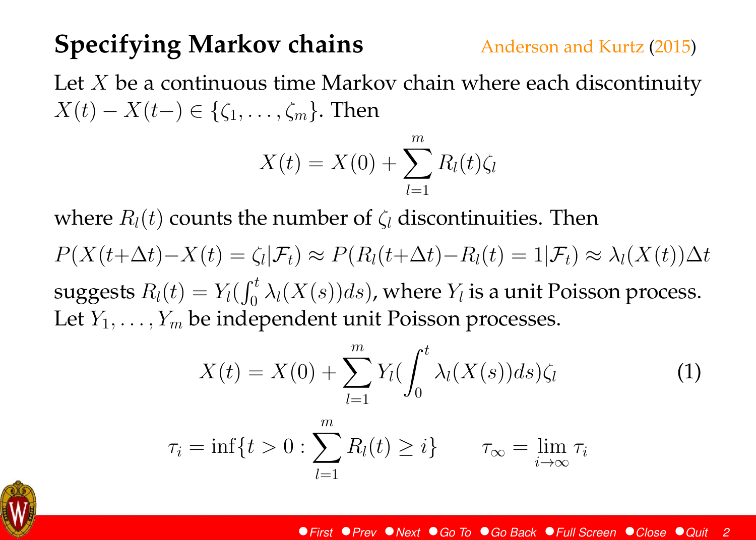## Specifying Markov chains

Anderson and Kurtz (2015)

Let $X$ be a continuous time Markov chain where each discontinuity $X(t) - X(t-) \in \{\zeta_1, \ldots, \zeta_m\}$. Then

$$X(t) = X(0) + \sum_{l=1}^{m} R_l(t)\zeta_l$$

where $R_l(t)$ counts the number of $\zeta_l$ discontinuities. Then

$$P(X(t+\Delta t) - X(t) = \zeta_l | \mathcal{F}_t) \approx P(R_l(t+\Delta t) - R_l(t) = 1 | \mathcal{F}_t) \approx \lambda_l(X(t))\Delta t$$

suggests $R_l(t) = Y_l(\int_0^t \lambda_l(X(s))ds)$, where $Y_l$ is a unit Poisson process. Let $Y_1, \ldots, Y_m$ be independent unit Poisson processes.

$$X(t) = X(0) + \sum_{l=1}^{m} Y_l(\int_0^t \lambda_l(X(s))ds)\zeta_l \tag{1}$$

$$\tau_i = \inf\{t > 0 : \sum_{l=1}^{m} R_l(t) \geq i\} \qquad \tau_\infty = \lim_{i \to \infty} \tau_i$$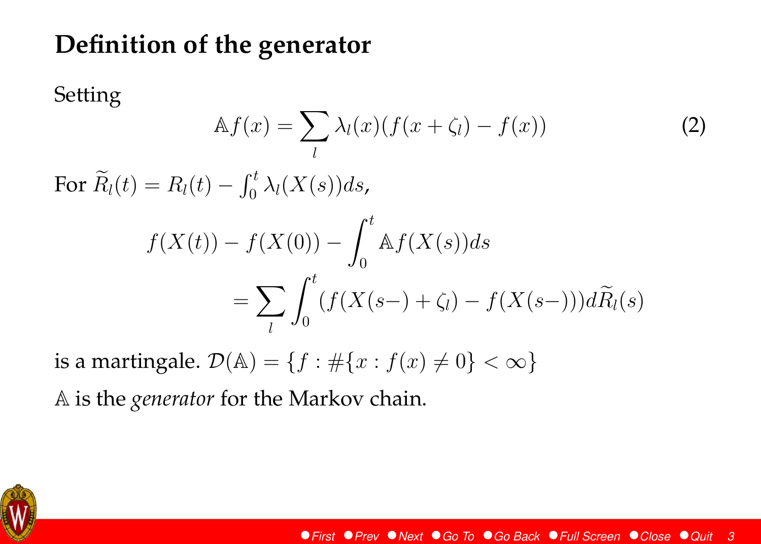# Definition of the generator

Setting

$$\mathbb{A}f(x) = \sum_l \lambda_l(x)(f(x+\zeta_l) - f(x)) \tag{2}$$

For $\widetilde{R}_l(t) = R_l(t) - \int_0^t \lambda_l(X(s))ds$,

$$\begin{aligned} f(X(t)) - f(X(0)) - \int_0^t \mathbb{A}f(X(s))ds \\ = \sum_l \int_0^t (f(X(s-)+\zeta_l) - f(X(s-)))d\widetilde{R}_l(s) \end{aligned}$$

is a martingale. $\mathcal{D}(\mathbb{A}) = \{f : \#\{x : f(x) \neq 0\} < \infty\}$

$\mathbb{A}$ is the *generator* for the Markov chain.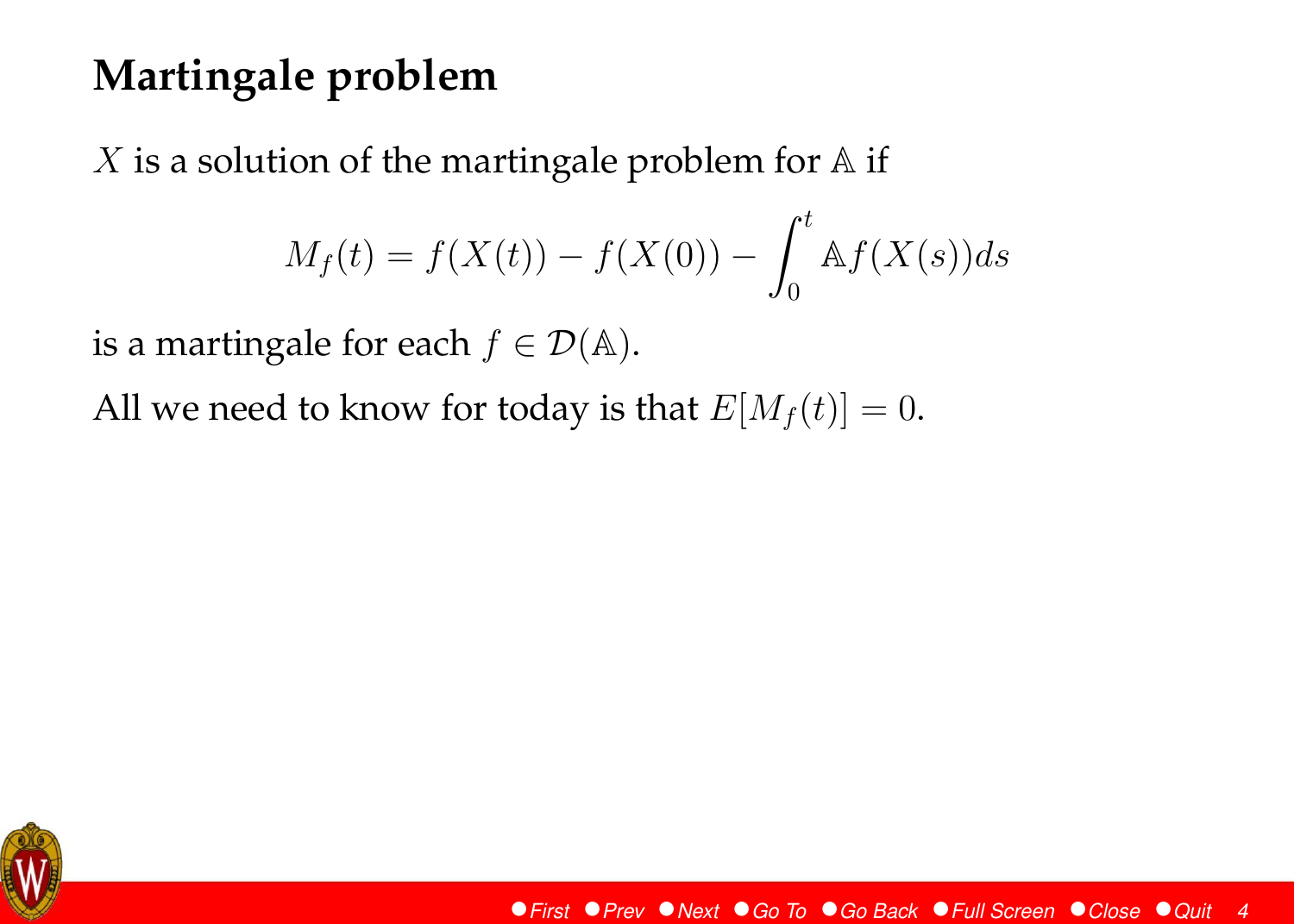# Martingale problem

$X$ is a solution of the martingale problem for $\mathbb{A}$ if

$$M_f(t) = f(X(t)) - f(X(0)) - \int_0^t \mathbb{A}f(X(s))ds$$

is a martingale for each $f \in \mathcal{D}(\mathbb{A})$.

All we need to know for today is that $E[M_f(t)] = 0$.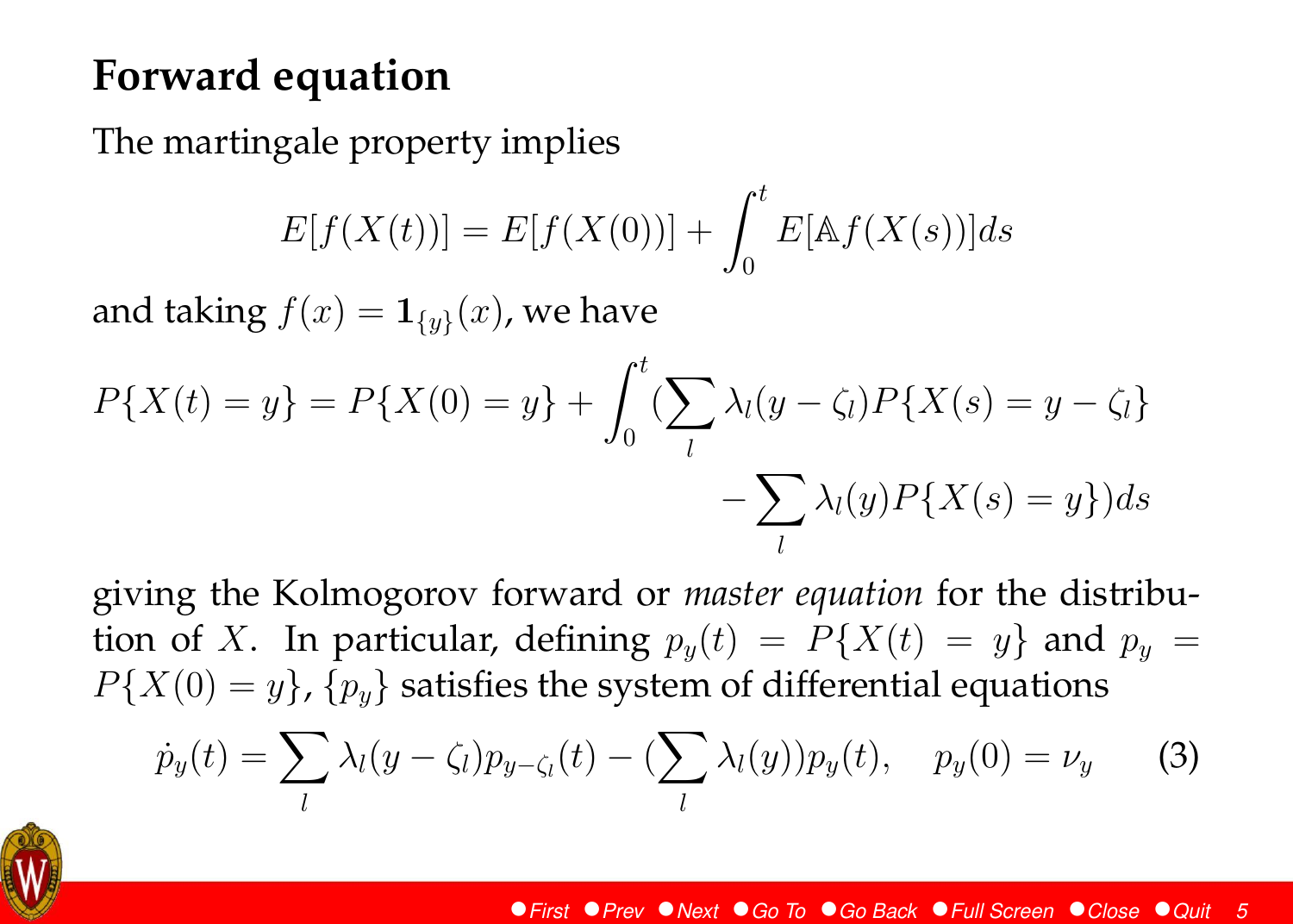## Forward equation

The martingale property implies

$$E[f(X(t))] = E[f(X(0))] + \int_0^t E[\mathbb{A}f(X(s))]ds$$

and taking $f(x) = \mathbf{1}_{\{y\}}(x)$, we have

$$P\{X(t) = y\} = P\{X(0) = y\} + \int_0^t (\sum_l \lambda_l(y - \zeta_l)P\{X(s) = y - \zeta_l\} - \sum_l \lambda_l(y)P\{X(s) = y\})ds$$

giving the Kolmogorov forward or *master equation* for the distribution of $X$. In particular, defining $p_y(t) = P\{X(t) = y\}$ and $p_y = P\{X(0) = y\}$, $\{p_y\}$ satisfies the system of differential equations

$$\dot{p}_y(t) = \sum_l \lambda_l(y - \zeta_l)p_{y-\zeta_l}(t) - (\sum_l \lambda_l(y))p_y(t), \quad p_y(0) = \nu_y \qquad (3)$$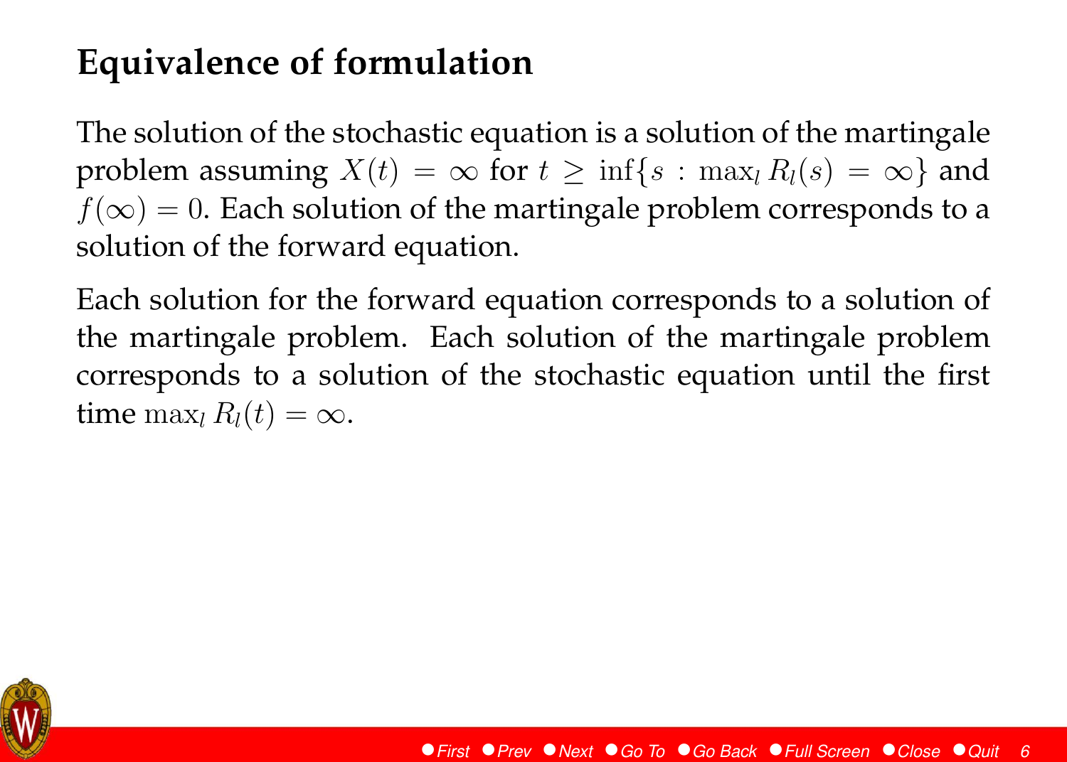## Equivalence of formulation

The solution of the stochastic equation is a solution of the martingale problem assuming $X(t) = \infty$ for $t \geq \inf\{s : \max_l R_l(s) = \infty\}$ and $f(\infty) = 0$. Each solution of the martingale problem corresponds to a solution of the forward equation.

Each solution for the forward equation corresponds to a solution of the martingale problem. Each solution of the martingale problem corresponds to a solution of the stochastic equation until the first time $\max_l R_l(t) = \infty$.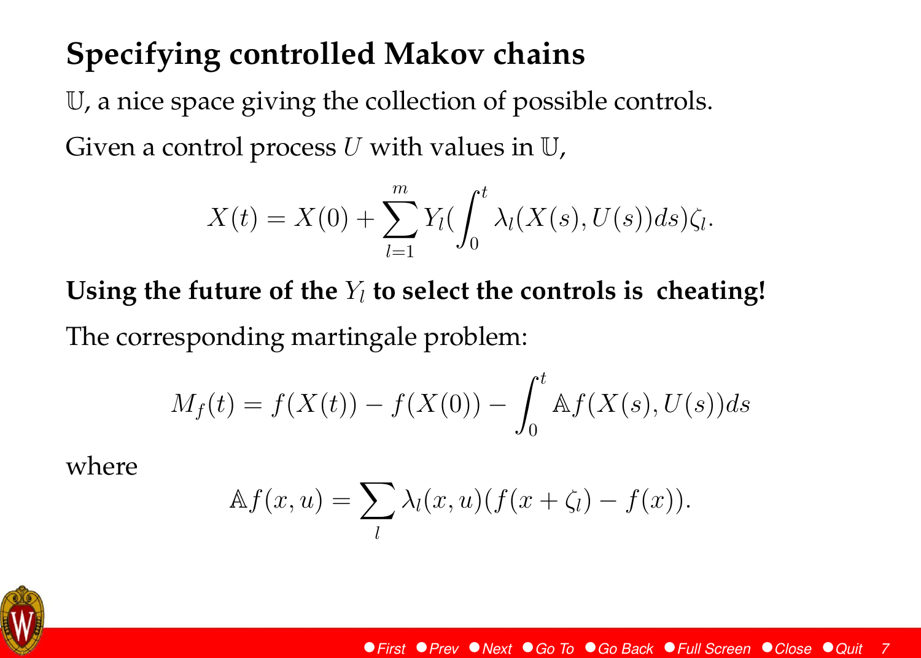# Specifying controlled Makov chains

$\mathbb{U}$, a nice space giving the collection of possible controls.

Given a control process $U$ with values in $\mathbb{U}$,

$$X(t) = X(0) + \sum_{l=1}^{m} Y_l\left(\int_0^t \lambda_l(X(s), U(s))ds\right)\zeta_l.$$

**Using the future of the $Y_l$ to select the controls is cheating!**

The corresponding martingale problem:

$$M_f(t) = f(X(t)) - f(X(0)) - \int_0^t \mathbb{A}f(X(s), U(s))ds$$

where

$$\mathbb{A}f(x, u) = \sum_l \lambda_l(x, u)(f(x + \zeta_l) - f(x)).$$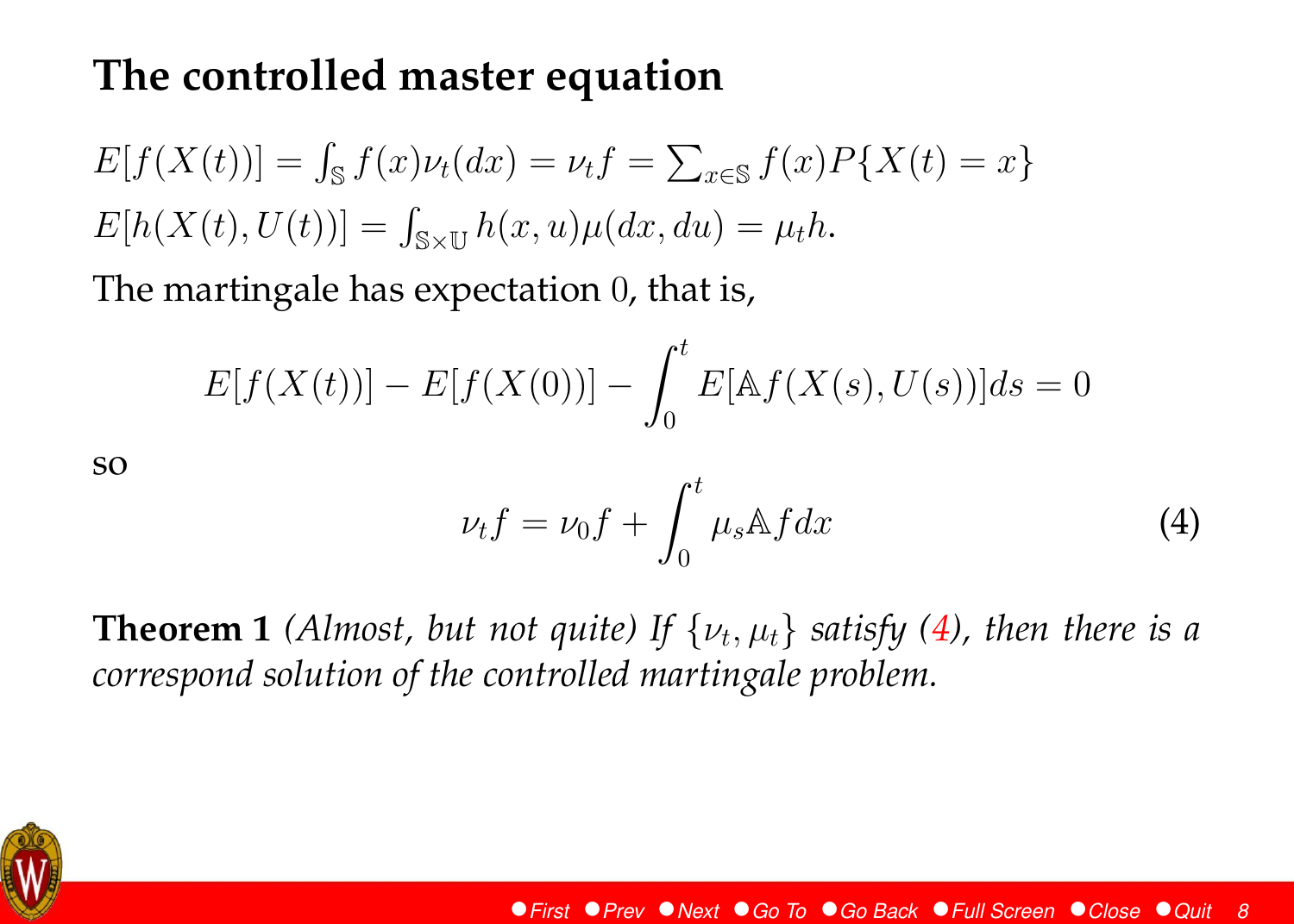## The controlled master equation

$E[f(X(t))] = \int_{\mathbb{S}} f(x)\nu_t(dx) = \nu_t f = \sum_{x \in \mathbb{S}} f(x) P\{X(t) = x\}$

$E[h(X(t), U(t))] = \int_{\mathbb{S} \times \mathbb{U}} h(x,u)\mu(dx, du) = \mu_t h.$

The martingale has expectation $0$, that is,

$$E[f(X(t))] - E[f(X(0))] - \int_0^t E[\mathbb{A}f(X(s), U(s))]ds = 0$$

so

$$\nu_t f = \nu_0 f + \int_0^t \mu_s \mathbb{A} f dx \tag{4}$$

**Theorem 1** *(Almost, but not quite) If $\{\nu_t, \mu_t\}$ satisfy (4), then there is a correspond solution of the controlled martingale problem.*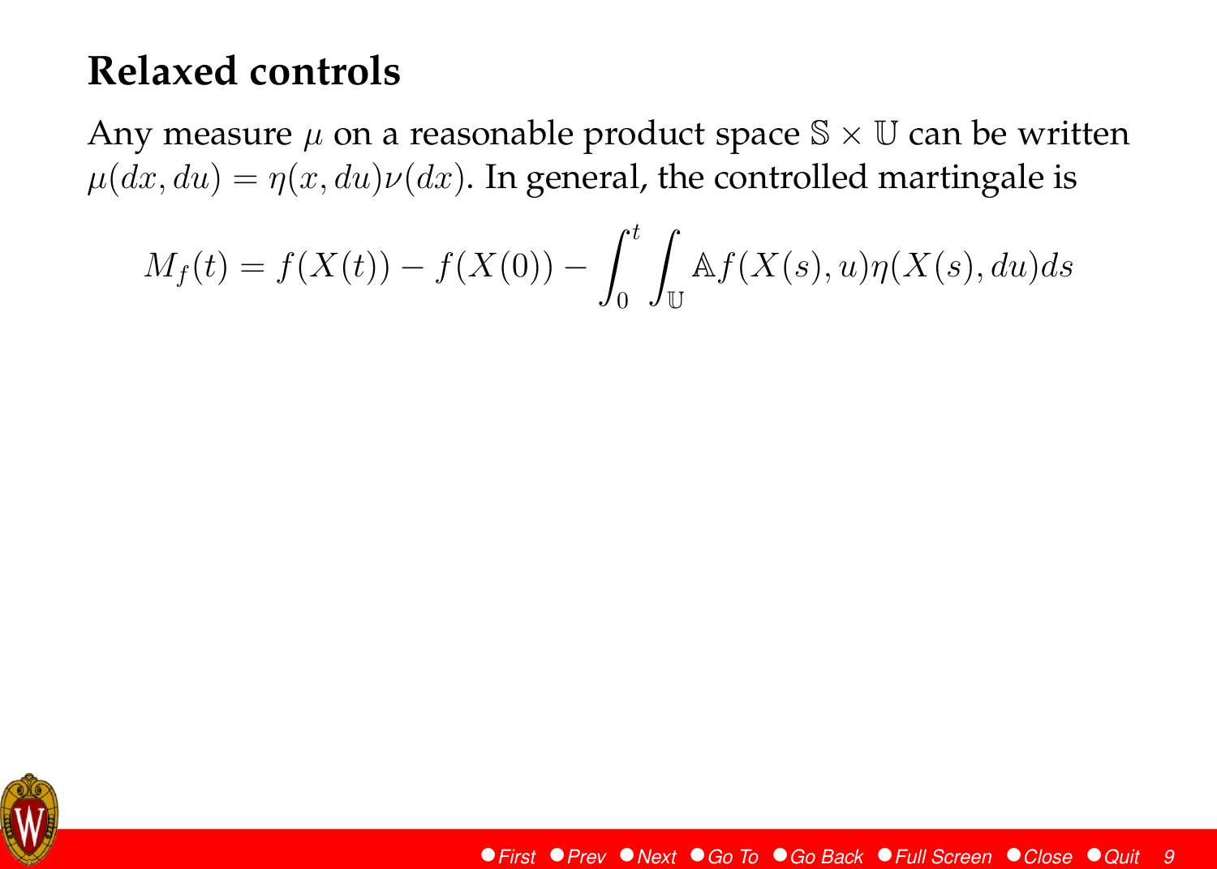# Relaxed controls

Any measure $\mu$ on a reasonable product space $\mathbb{S} \times \mathbb{U}$ can be written $\mu(dx, du) = \eta(x, du)\nu(dx)$. In general, the controlled martingale is

$$M_f(t) = f(X(t)) - f(X(0)) - \int_0^t \int_{\mathbb{U}} \mathbb{A}f(X(s), u)\eta(X(s), du)ds$$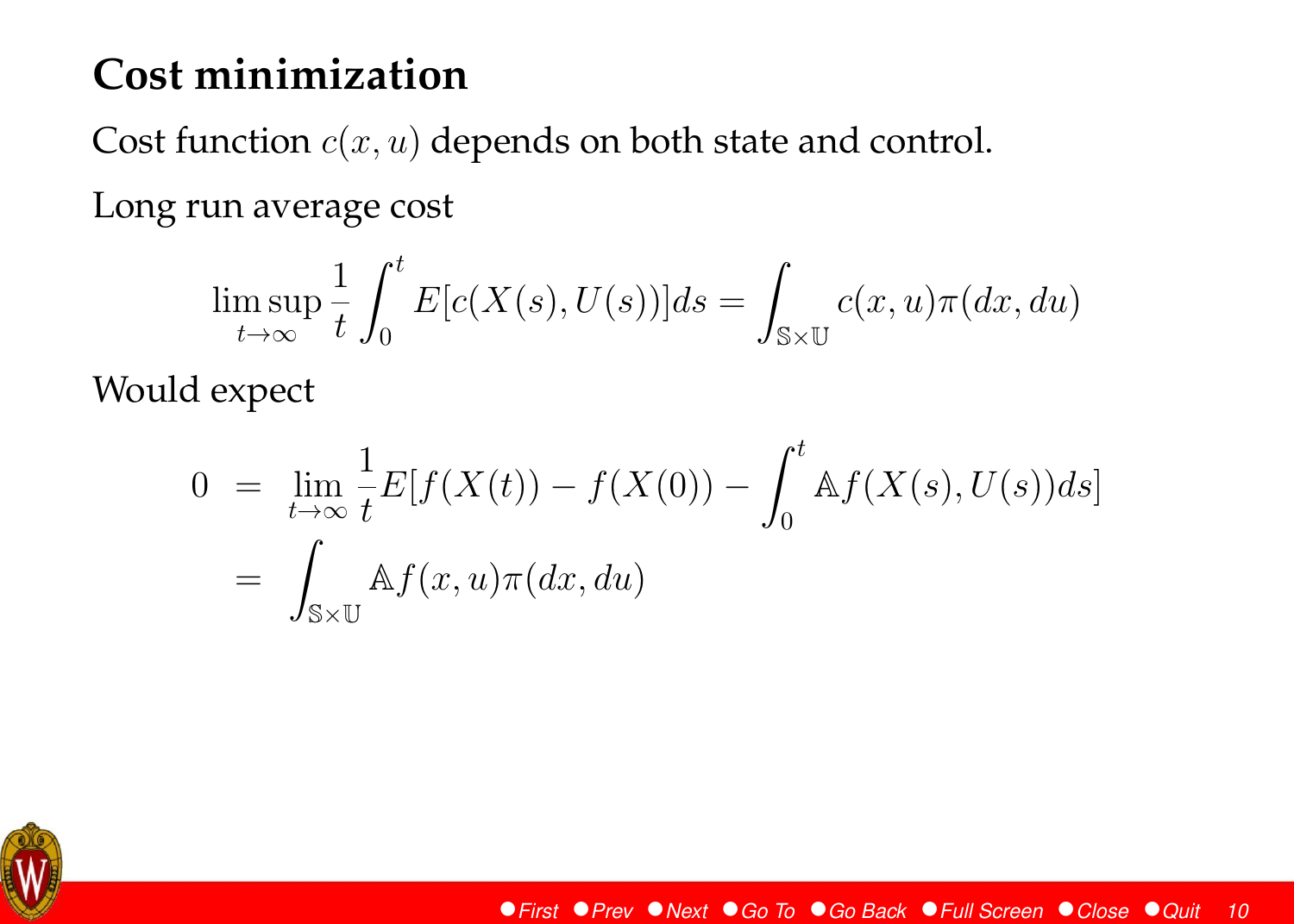# Cost minimization

Cost function $c(x, u)$ depends on both state and control.

Long run average cost

$$\limsup_{t\to\infty} \frac{1}{t} \int_0^t E[c(X(s), U(s))]ds = \int_{\mathbb{S}\times\mathbb{U}} c(x, u)\pi(dx, du)$$

Would expect

$$\begin{aligned} 0 &= \lim_{t\to\infty} \frac{1}{t} E[f(X(t)) - f(X(0)) - \int_0^t \mathbb{A}f(X(s), U(s))ds] \\ &= \int_{\mathbb{S}\times\mathbb{U}} \mathbb{A}f(x, u)\pi(dx, du) \end{aligned}$$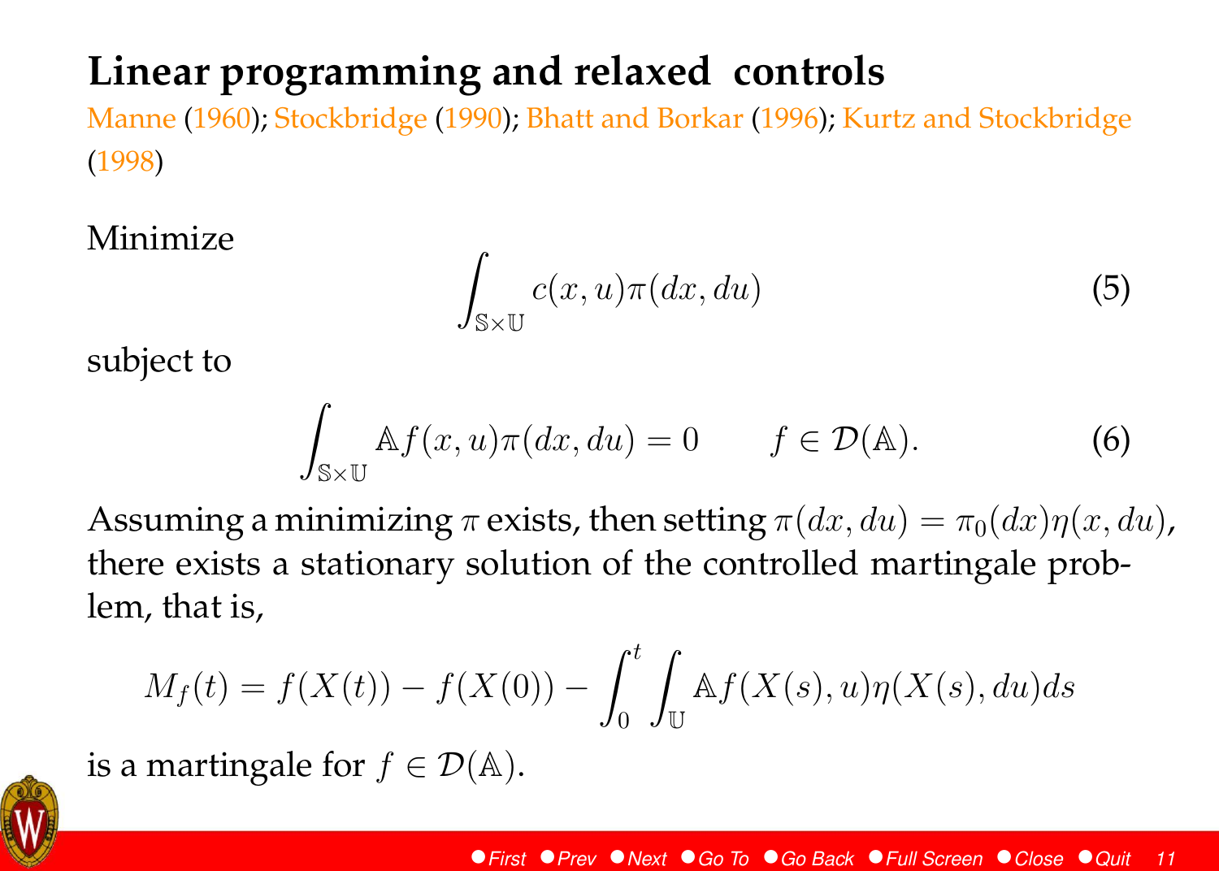# Linear programming and relaxed controls

Manne (1960); Stockbridge (1990); Bhatt and Borkar (1996); Kurtz and Stockbridge (1998)

Minimize

$$\int_{\mathbb{S}\times\mathbb{U}} c(x,u)\pi(dx,du) \tag{5}$$

subject to

$$\int_{\mathbb{S}\times\mathbb{U}} \mathbb{A}f(x,u)\pi(dx,du) = 0 \qquad f \in \mathcal{D}(\mathbb{A}). \tag{6}$$

Assuming a minimizing $\pi$ exists, then setting $\pi(dx,du) = \pi_0(dx)\eta(x,du)$, there exists a stationary solution of the controlled martingale problem, that is,

$$M_f(t) = f(X(t)) - f(X(0)) - \int_0^t \int_{\mathbb{U}} \mathbb{A}f(X(s),u)\eta(X(s),du)ds$$

is a martingale for $f \in \mathcal{D}(\mathbb{A})$.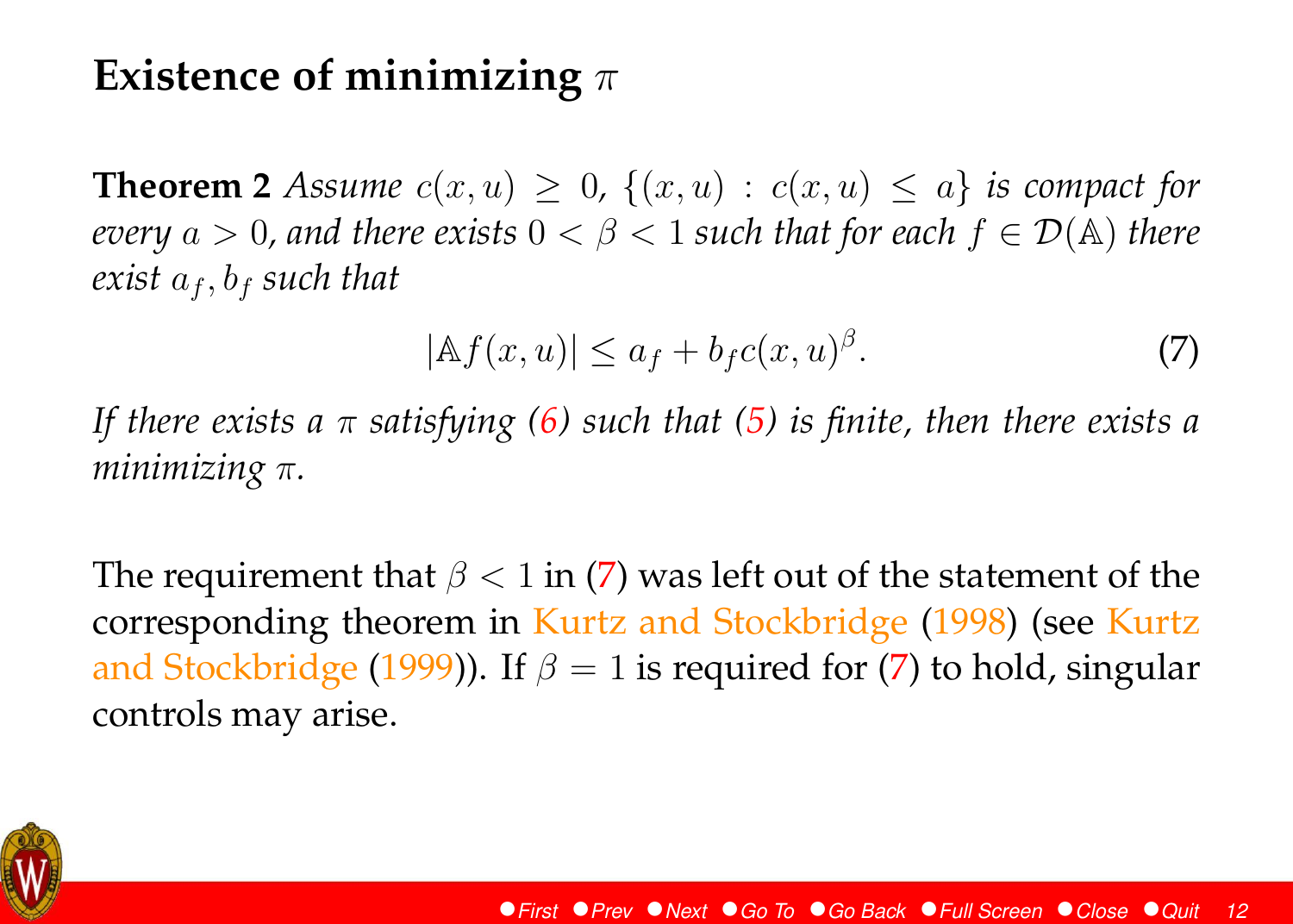## Existence of minimizing $\pi$

**Theorem 2** *Assume $c(x,u) \geq 0$, $\{(x,u) : c(x,u) \leq a\}$ is compact for every $a > 0$, and there exists $0 < \beta < 1$ such that for each $f \in \mathcal{D}(\mathbb{A})$ there exist $a_f, b_f$ such that*

$$|\mathbb{A}f(x,u)| \leq a_f + b_f c(x,u)^\beta. \tag{7}$$

*If there exists a $\pi$ satisfying (6) such that (5) is finite, then there exists a minimizing $\pi$.*

The requirement that $\beta < 1$ in (7) was left out of the statement of the corresponding theorem in Kurtz and Stockbridge (1998) (see Kurtz and Stockbridge (1999)). If $\beta = 1$ is required for (7) to hold, singular controls may arise.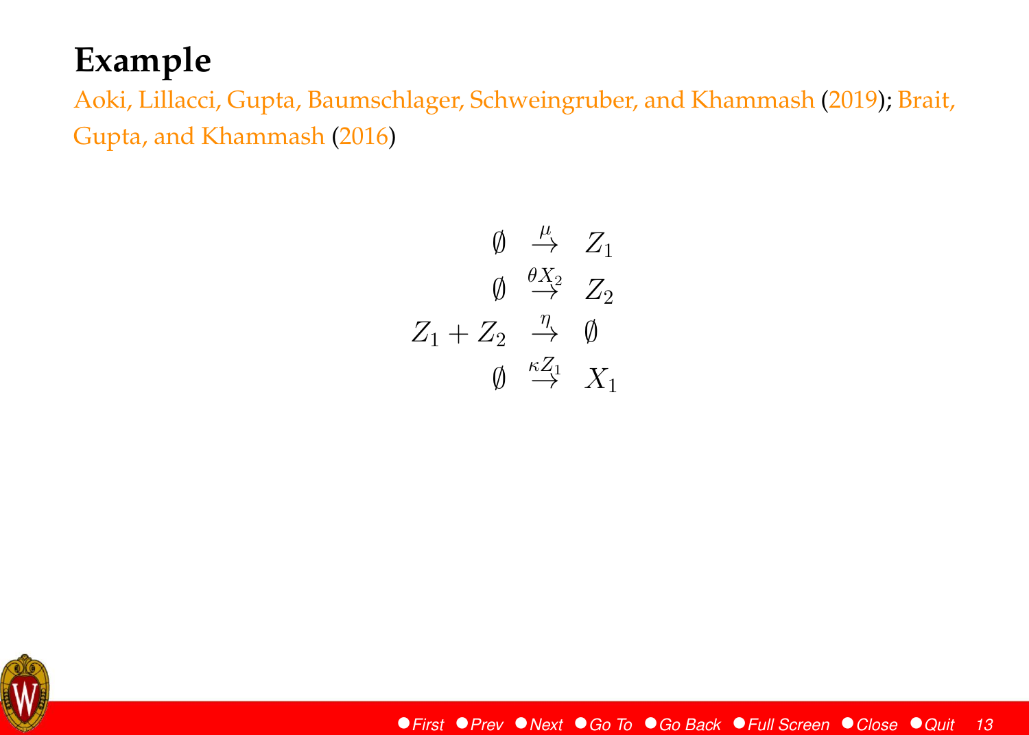# Example

Aoki, Lillacci, Gupta, Baumschlager, Schweingruber, and Khammash (2019); Brait, Gupta, and Khammash (2016)

$$
\begin{aligned}
\emptyset &\overset{\mu}{\rightarrow} Z_1 \\
\emptyset &\overset{\theta X_2}{\rightarrow} Z_2 \\
Z_1 + Z_2 &\overset{\eta}{\rightarrow} \emptyset \\
\emptyset &\overset{\kappa Z_1}{\rightarrow} X_1
\end{aligned}
$$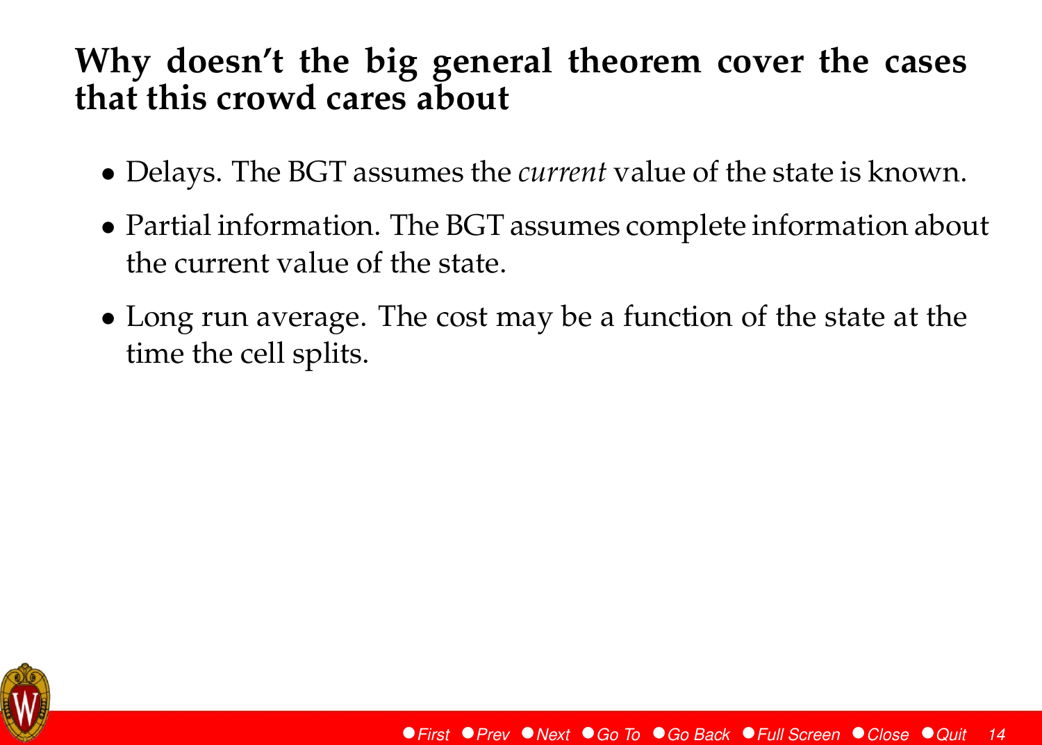## Why doesn't the big general theorem cover the cases that this crowd cares about

- Delays. The BGT assumes the *current* value of the state is known.
- Partial information. The BGT assumes complete information about the current value of the state.
- Long run average. The cost may be a function of the state at the time the cell splits.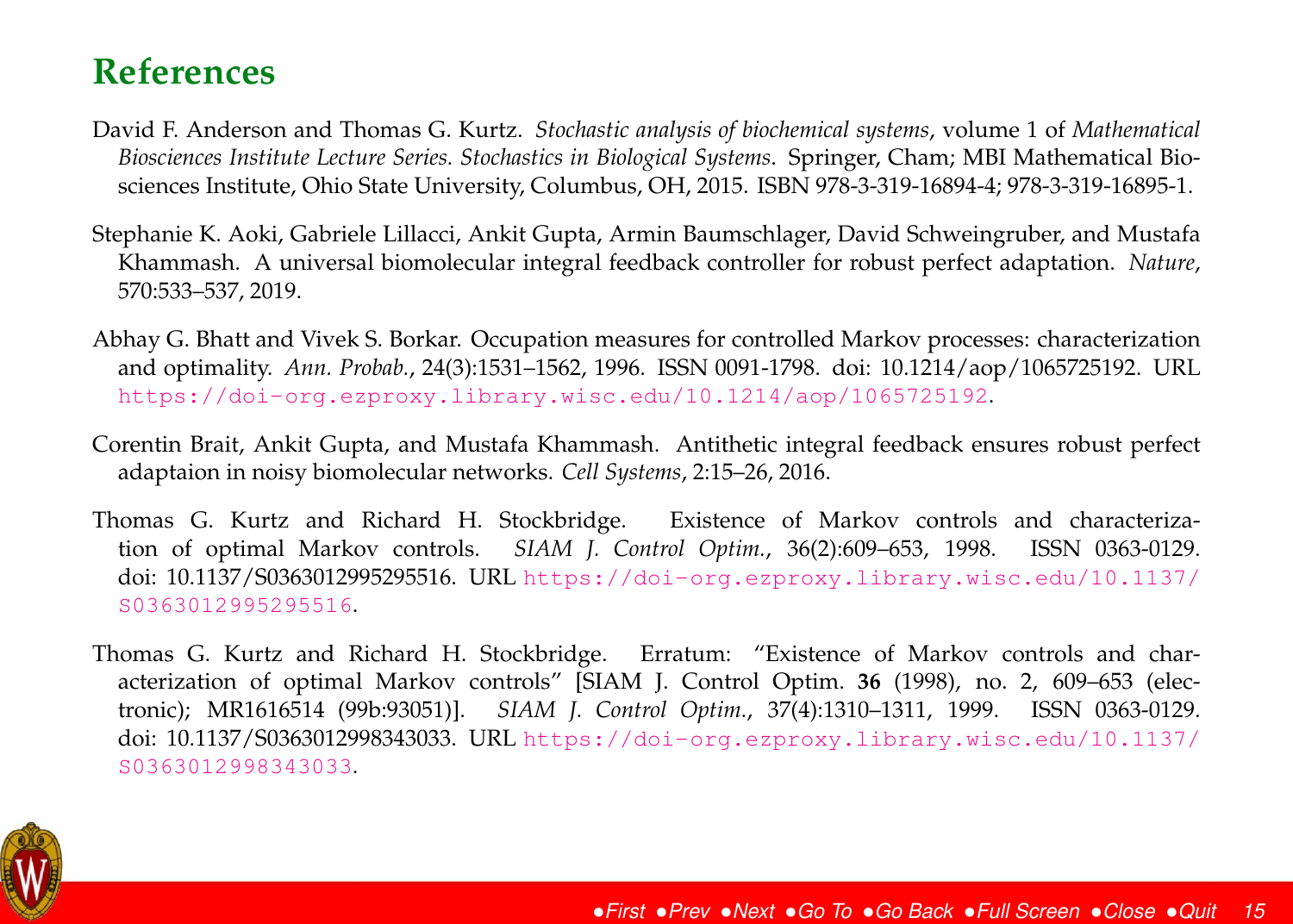## References

David F. Anderson and Thomas G. Kurtz. *Stochastic analysis of biochemical systems*, volume 1 of *Mathematical Biosciences Institute Lecture Series. Stochastics in Biological Systems*. Springer, Cham; MBI Mathematical Biosciences Institute, Ohio State University, Columbus, OH, 2015. ISBN 978-3-319-16894-4; 978-3-319-16895-1.

Stephanie K. Aoki, Gabriele Lillacci, Ankit Gupta, Armin Baumschlager, David Schweingruber, and Mustafa Khammash. A universal biomolecular integral feedback controller for robust perfect adaptation. *Nature*, 570:533–537, 2019.

Abhay G. Bhatt and Vivek S. Borkar. Occupation measures for controlled Markov processes: characterization and optimality. *Ann. Probab.*, 24(3):1531–1562, 1996. ISSN 0091-1798. doi: 10.1214/aop/1065725192. URL https://doi-org.ezproxy.library.wisc.edu/10.1214/aop/1065725192.

Corentin Brait, Ankit Gupta, and Mustafa Khammash. Antithetic integral feedback ensures robust perfect adaptaion in noisy biomolecular networks. *Cell Systems*, 2:15–26, 2016.

Thomas G. Kurtz and Richard H. Stockbridge. Existence of Markov controls and characterization of optimal Markov controls. *SIAM J. Control Optim.*, 36(2):609–653, 1998. ISSN 0363-0129. doi: 10.1137/S0363012995295516. URL https://doi-org.ezproxy.library.wisc.edu/10.1137/S0363012995295516.

Thomas G. Kurtz and Richard H. Stockbridge. Erratum: "Existence of Markov controls and characterization of optimal Markov controls" [SIAM J. Control Optim. **36** (1998), no. 2, 609–653 (electronic); MR1616514 (99b:93051)]. *SIAM J. Control Optim.*, 37(4):1310–1311, 1999. ISSN 0363-0129. doi: 10.1137/S0363012998343033. URL https://doi-org.ezproxy.library.wisc.edu/10.1137/S0363012998343033.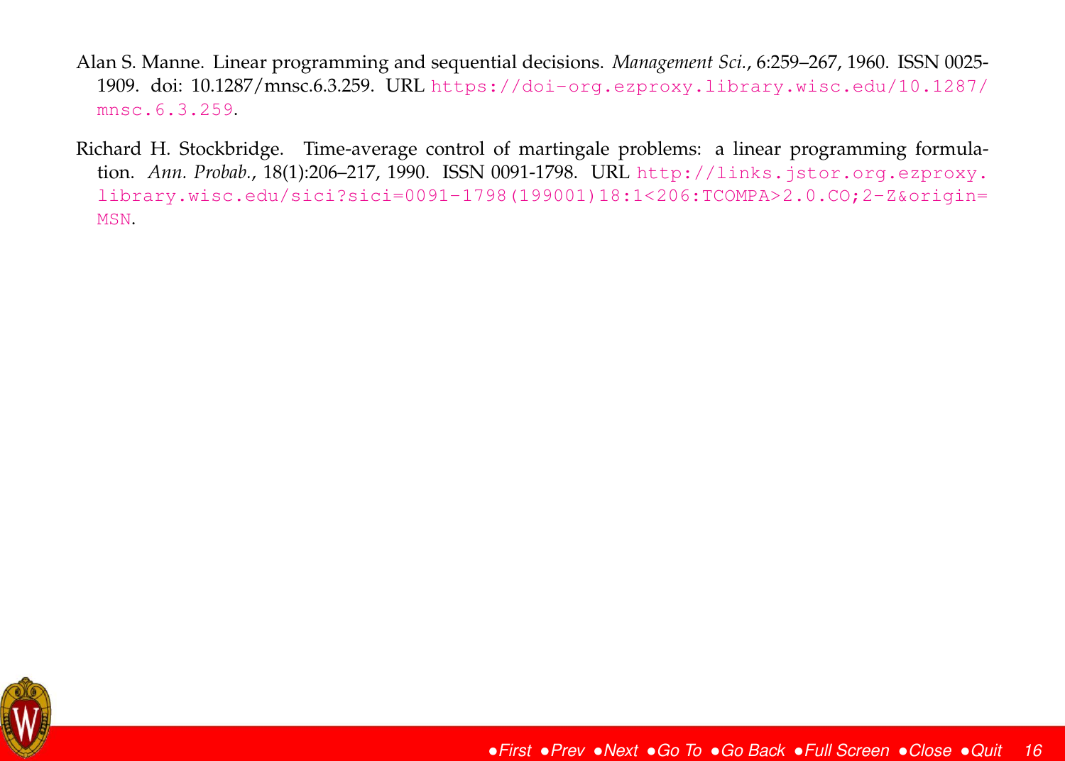Alan S. Manne. Linear programming and sequential decisions. *Management Sci.*, 6:259–267, 1960. ISSN 0025-1909. doi: 10.1287/mnsc.6.3.259. URL https://doi-org.ezproxy.library.wisc.edu/10.1287/mnsc.6.3.259.

Richard H. Stockbridge. Time-average control of martingale problems: a linear programming formulation. *Ann. Probab.*, 18(1):206–217, 1990. ISSN 0091-1798. URL http://links.jstor.org.ezproxy.library.wisc.edu/sici?sici=0091-1798(199001)18:1<206:TCOMPA>2.0.CO;2-Z&origin=MSN.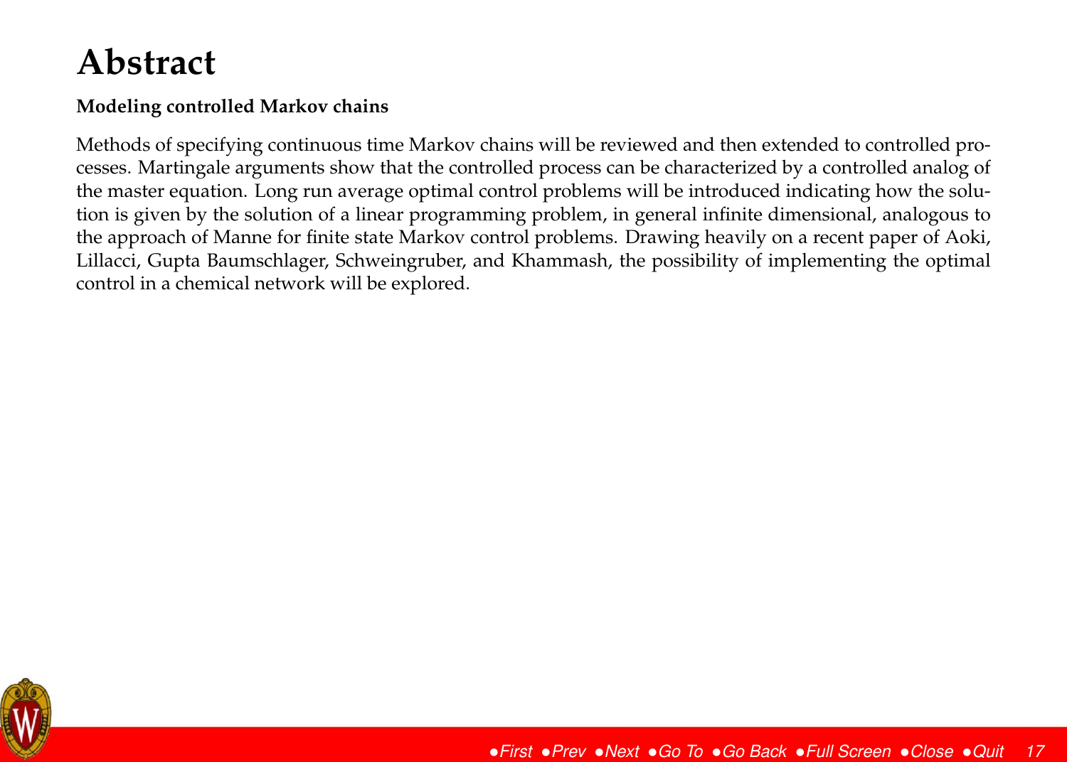# Abstract

**Modeling controlled Markov chains**

Methods of specifying continuous time Markov chains will be reviewed and then extended to controlled processes. Martingale arguments show that the controlled process can be characterized by a controlled analog of the master equation. Long run average optimal control problems will be introduced indicating how the solution is given by the solution of a linear programming problem, in general infinite dimensional, analogous to the approach of Manne for finite state Markov control problems. Drawing heavily on a recent paper of Aoki, Lillacci, Gupta Baumschlager, Schweingruber, and Khammash, the possibility of implementing the optimal control in a chemical network will be explored.